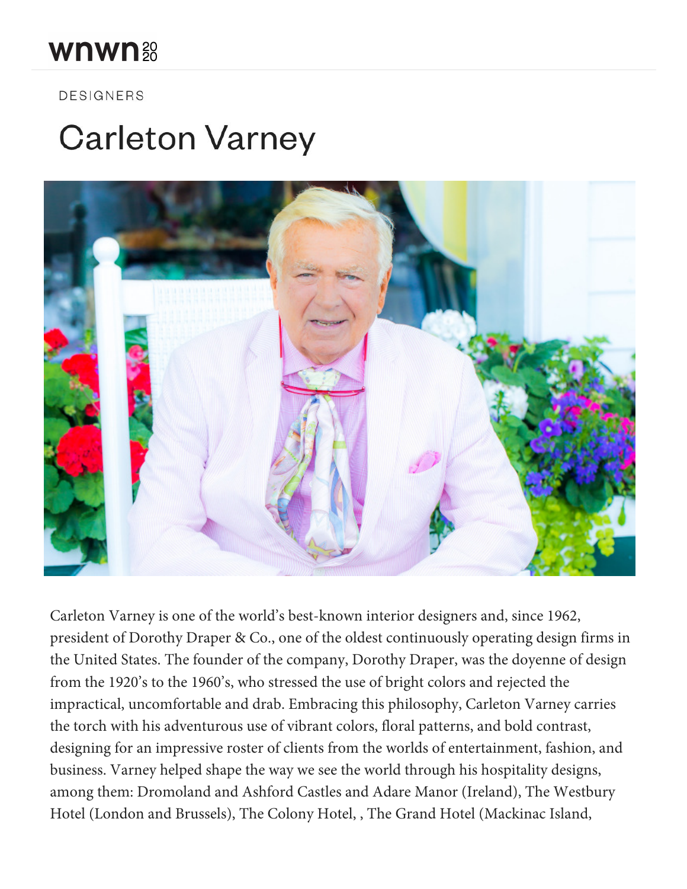DESIGNERS

# Carleton Varney

Carleton Varney is one of the world's best-known interior designers and, since 1962, president of Dorothy Draper & Co., one of the oldest continuously operating design firms in the United States. The founder of the company, Dorothy Draper, was the doyenne of design from the 1920's to the 1960's, who stressed the use of bright colors and rejected the impractical, uncomfortable and drab. Embracing this philosophy, Carleton Varney carries the torch with his adventurous use of vibrant colors, floral patterns, and bold contrast, designing for an impressive roster of clients from the worlds of entertainment, fashion, and business. Varney helped shape the way we see the world through his hospitality designs, among them: Dromoland and Ashford Castles and Adare Manor (Ireland), The Westbury Hotel (London and Brussels), The Colony Hotel, , The Grand Hotel (Mackinac Island,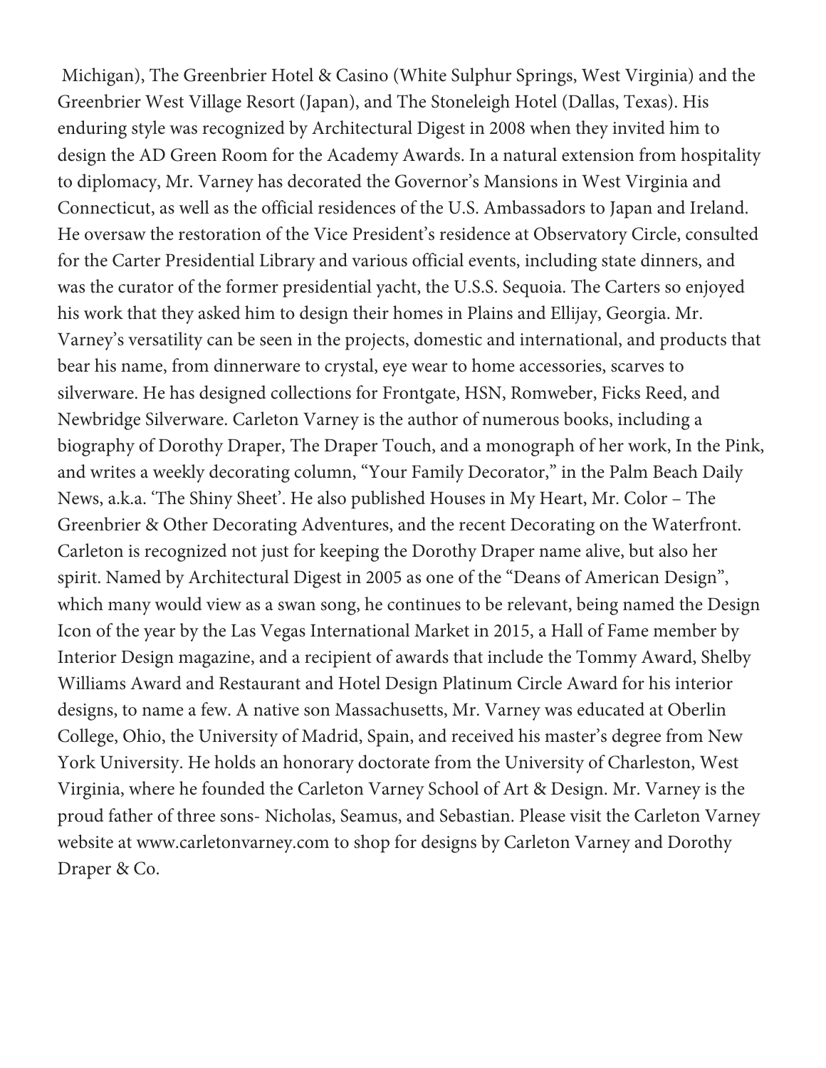Michigan), The Greenbrier Hotel & Casino (White Sulphur Springs, West Virginia) and the Greenbrier West Village Resort (Japan), and The Stoneleigh Hotel (Dallas, Texas). His enduring style was recognized by Architectural Digest in 2008 when they invited him to design the AD Green Room for the Academy Awards. In a natural extension from hospitality to diplomacy, Mr. Varney has decorated the Governor's Mansions in West Virginia and Connecticut, as well as the official residences of the U.S. Ambassadors to Japan and Ireland. He oversaw the restoration of the Vice President's residence at Observatory Circle, consulted for the Carter Presidential Library and various official events, including state dinners, and was the curator of the former presidential yacht, the U.S.S. Sequoia. The Carters so enjoyed his work that they asked him to design their homes in Plains and Ellijay, Georgia. Mr. Varney's versatility can be seen in the projects, domestic and international, and products that bear his name, from dinnerware to crystal, eye wear to home accessories, scarves to silverware. He has designed collections for Frontgate, HSN, Romweber, Ficks Reed, and Newbridge Silverware. Carleton Varney is the author of numerous books, including a biography of Dorothy Draper, The Draper Touch, and a monograph of her work, In the Pink, and writes a weekly decorating column, "Your Family Decorator," in the Palm Beach Daily News, a.k.a. 'The Shiny Sheet'. He also published Houses in My Heart, Mr. Color – The Greenbrier & Other Decorating Adventures, and the recent Decorating on the Waterfront. Carleton is recognized not just for keeping the Dorothy Draper name alive, but also her spirit. Named by Architectural Digest in 2005 as one of the "Deans of American Design", which many would view as a swan song, he continues to be relevant, being named the Design Icon of the year by the Las Vegas International Market in 2015, a Hall of Fame member by Interior Design magazine, and a recipient of awards that include the Tommy Award, Shelby Williams Award and Restaurant and Hotel Design Platinum Circle Award for his interior designs, to name a few. A native son Massachusetts, Mr. Varney was educated at Oberlin College, Ohio, the University of Madrid, Spain, and received his master's degree from New York University. He holds an honorary doctorate from the University of Charleston, West Virginia, where he founded the Carleton Varney School of Art & Design. Mr. Varney is the proud father of three sons- Nicholas, Seamus, and Sebastian. Please visit the Carleton Varney website at www.carletonvarney.com to shop for designs by Carleton Varney and Dorothy Draper & Co.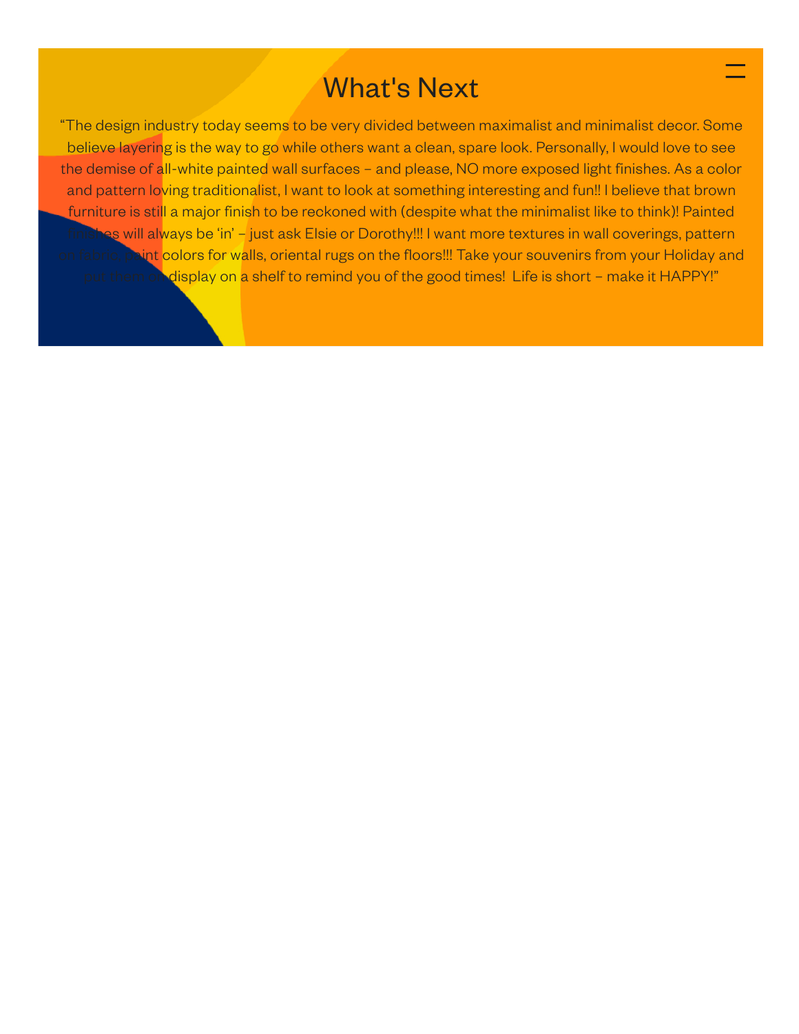## What's Next

"The design industry today seems to be very divided between maximalist and minimalist decor. Some believe layering is the way to go while others want a clean, spare look. Personally, I would love to see the demise of all-white painted wall surfaces – and please, NO more exposed light finishes. As a color and pattern loving traditionalist, I want to look at something interesting and fun!! I believe that brown furniture is still a major finish to be reckoned with (despite what the minimalist like to think)! Painted finishes will always be 'in' – just ask Elsie or Dorothy!!! I want more textures in wall coverings, pattern on fabric, paint colors for walls, oriental rugs on the floors!!! Take your souvenirs from your Holiday and put them on display on a shelf to remind you of the good times! Life is short – make it HAPPY!"